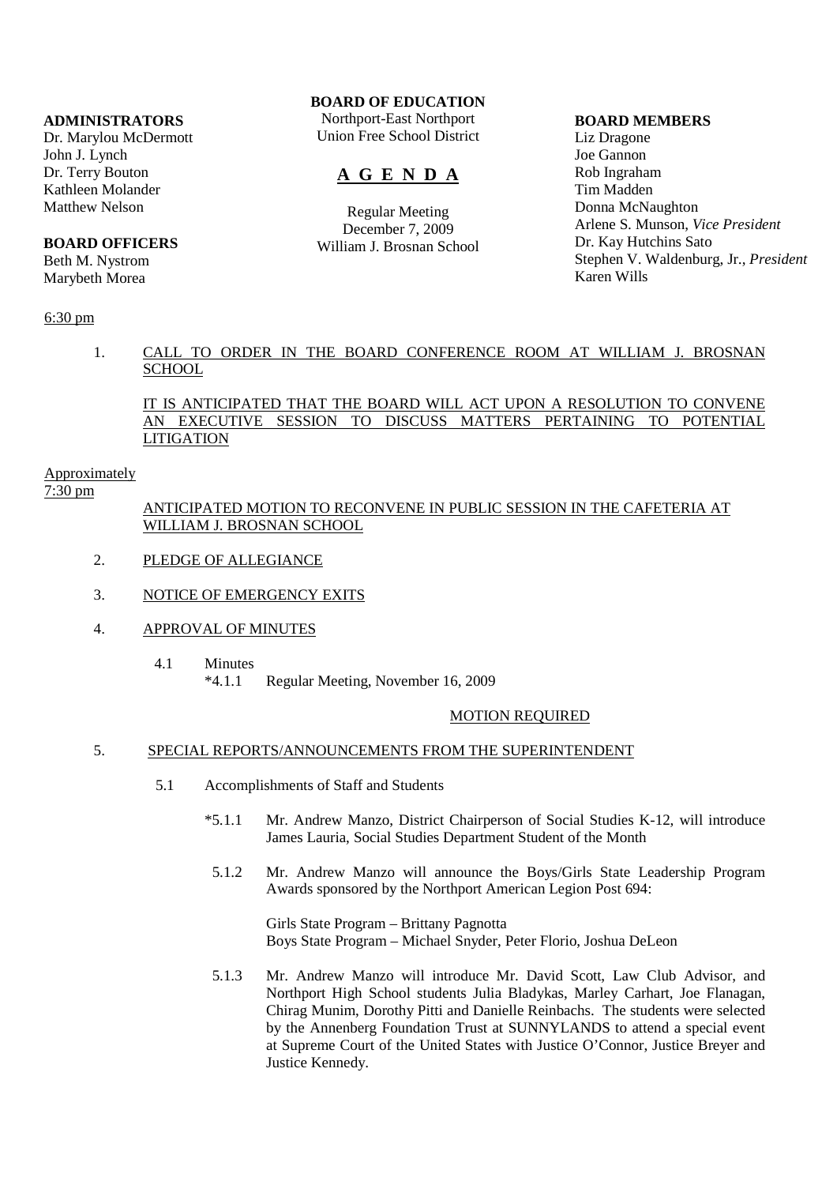**ADMINISTRATORS**
Dr. Marylou McDermott
John J. Lynch
Dr. Terry Bouton
Kathleen Molander
Matthew Nelson

**BOARD OFFICERS**
Beth M. Nystrom
Marybeth Morea

**BOARD OF EDUCATION**
Northport-East Northport
Union Free School District

# A G E N D A

Regular Meeting
December 7, 2009
William J. Brosnan School

**BOARD MEMBERS**
Liz Dragone
Joe Gannon
Rob Ingraham
Tim Madden
Donna McNaughton
Arlene S. Munson, *Vice President*
Dr. Kay Hutchins Sato
Stephen V. Waldenburg, Jr., *President*
Karen Wills

6:30 pm

1. CALL TO ORDER IN THE BOARD CONFERENCE ROOM AT WILLIAM J. BROSNAN SCHOOL

   IT IS ANTICIPATED THAT THE BOARD WILL ACT UPON A RESOLUTION TO CONVENE AN EXECUTIVE SESSION TO DISCUSS MATTERS PERTAINING TO POTENTIAL LITIGATION

Approximately
7:30 pm

ANTICIPATED MOTION TO RECONVENE IN PUBLIC SESSION IN THE CAFETERIA AT WILLIAM J. BROSNAN SCHOOL

2. PLEDGE OF ALLEGIANCE

3. NOTICE OF EMERGENCY EXITS

4. APPROVAL OF MINUTES

   4.1 Minutes
   *4.1.1 Regular Meeting, November 16, 2009

   MOTION REQUIRED

5. SPECIAL REPORTS/ANNOUNCEMENTS FROM THE SUPERINTENDENT

   5.1 Accomplishments of Staff and Students

   *5.1.1 Mr. Andrew Manzo, District Chairperson of Social Studies K-12, will introduce James Lauria, Social Studies Department Student of the Month

   5.1.2 Mr. Andrew Manzo will announce the Boys/Girls State Leadership Program Awards sponsored by the Northport American Legion Post 694:

   Girls State Program – Brittany Pagnotta
   Boys State Program – Michael Snyder, Peter Florio, Joshua DeLeon

   5.1.3 Mr. Andrew Manzo will introduce Mr. David Scott, Law Club Advisor, and Northport High School students Julia Bladykas, Marley Carhart, Joe Flanagan, Chirag Munim, Dorothy Pitti and Danielle Reinbachs. The students were selected by the Annenberg Foundation Trust at SUNNYLANDS to attend a special event at Supreme Court of the United States with Justice O'Connor, Justice Breyer and Justice Kennedy.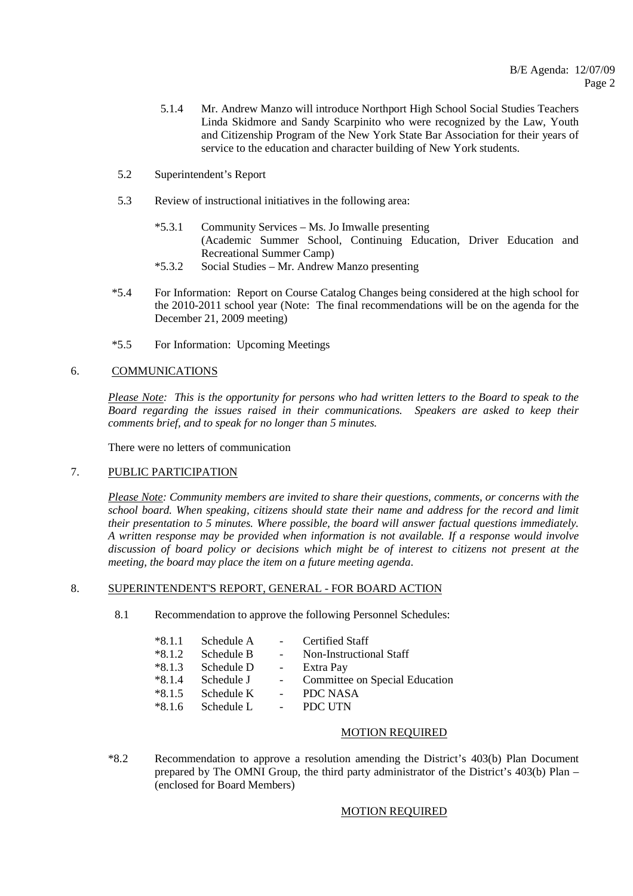5.1.4 Mr. Andrew Manzo will introduce Northport High School Social Studies Teachers Linda Skidmore and Sandy Scarpinito who were recognized by the Law, Youth and Citizenship Program of the New York State Bar Association for their years of service to the education and character building of New York students.

5.2 Superintendent's Report

5.3 Review of instructional initiatives in the following area:

*5.3.1 Community Services – Ms. Jo Imwalle presenting (Academic Summer School, Continuing Education, Driver Education and Recreational Summer Camp)

*5.3.2 Social Studies – Mr. Andrew Manzo presenting

*5.4 For Information: Report on Course Catalog Changes being considered at the high school for the 2010-2011 school year (Note: The final recommendations will be on the agenda for the December 21, 2009 meeting)

*5.5 For Information: Upcoming Meetings

## 6. COMMUNICATIONS

*Please Note: This is the opportunity for persons who had written letters to the Board to speak to the Board regarding the issues raised in their communications. Speakers are asked to keep their comments brief, and to speak for no longer than 5 minutes.*

There were no letters of communication

## 7. PUBLIC PARTICIPATION

*Please Note: Community members are invited to share their questions, comments, or concerns with the school board. When speaking, citizens should state their name and address for the record and limit their presentation to 5 minutes. Where possible, the board will answer factual questions immediately. A written response may be provided when information is not available. If a response would involve discussion of board policy or decisions which might be of interest to citizens not present at the meeting, the board may place the item on a future meeting agenda.*

## 8. SUPERINTENDENT'S REPORT, GENERAL - FOR BOARD ACTION

8.1 Recommendation to approve the following Personnel Schedules:

*8.1.1 Schedule A - Certified Staff
*8.1.2 Schedule B - Non-Instructional Staff
*8.1.3 Schedule D - Extra Pay
*8.1.4 Schedule J - Committee on Special Education
*8.1.5 Schedule K - PDC NASA
*8.1.6 Schedule L - PDC UTN

MOTION REQUIRED

*8.2 Recommendation to approve a resolution amending the District's 403(b) Plan Document prepared by The OMNI Group, the third party administrator of the District's 403(b) Plan – (enclosed for Board Members)

MOTION REQUIRED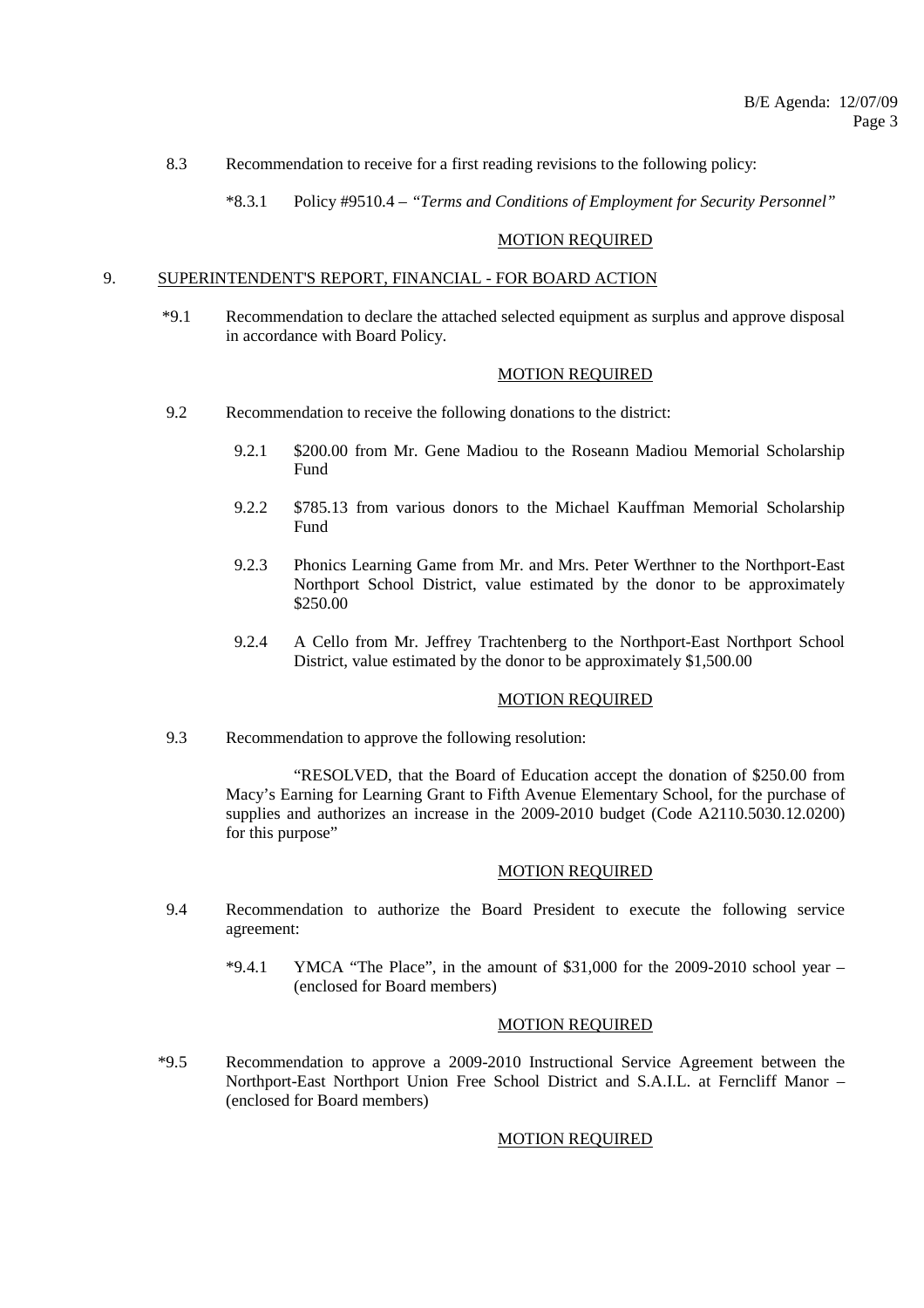8.3 Recommendation to receive for a first reading revisions to the following policy:

*8.3.1 Policy #9510.4 – *"Terms and Conditions of Employment for Security Personnel"*

MOTION REQUIRED

9. SUPERINTENDENT'S REPORT, FINANCIAL - FOR BOARD ACTION

*9.1 Recommendation to declare the attached selected equipment as surplus and approve disposal in accordance with Board Policy.

MOTION REQUIRED

9.2 Recommendation to receive the following donations to the district:

9.2.1 $200.00 from Mr. Gene Madiou to the Roseann Madiou Memorial Scholarship Fund

9.2.2 $785.13 from various donors to the Michael Kauffman Memorial Scholarship Fund

9.2.3 Phonics Learning Game from Mr. and Mrs. Peter Werthner to the Northport-East Northport School District, value estimated by the donor to be approximately $250.00

9.2.4 A Cello from Mr. Jeffrey Trachtenberg to the Northport-East Northport School District, value estimated by the donor to be approximately $1,500.00

MOTION REQUIRED

9.3 Recommendation to approve the following resolution:

"RESOLVED, that the Board of Education accept the donation of $250.00 from Macy's Earning for Learning Grant to Fifth Avenue Elementary School, for the purchase of supplies and authorizes an increase in the 2009-2010 budget (Code A2110.5030.12.0200) for this purpose"

MOTION REQUIRED

9.4 Recommendation to authorize the Board President to execute the following service agreement:

*9.4.1 YMCA "The Place", in the amount of $31,000 for the 2009-2010 school year – (enclosed for Board members)

MOTION REQUIRED

*9.5 Recommendation to approve a 2009-2010 Instructional Service Agreement between the Northport-East Northport Union Free School District and S.A.I.L. at Ferncliff Manor – (enclosed for Board members)

MOTION REQUIRED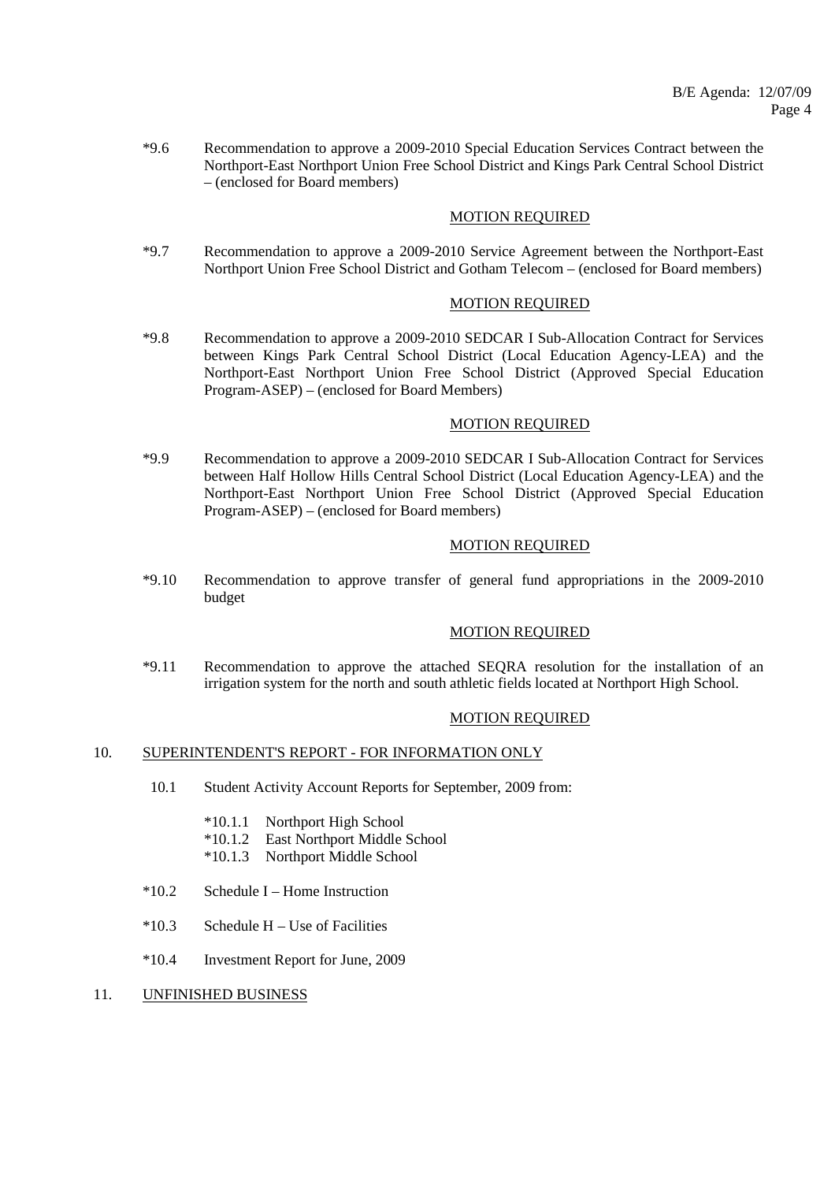*9.6 Recommendation to approve a 2009-2010 Special Education Services Contract between the Northport-East Northport Union Free School District and Kings Park Central School District – (enclosed for Board members)

MOTION REQUIRED

*9.7 Recommendation to approve a 2009-2010 Service Agreement between the Northport-East Northport Union Free School District and Gotham Telecom – (enclosed for Board members)

MOTION REQUIRED

*9.8 Recommendation to approve a 2009-2010 SEDCAR I Sub-Allocation Contract for Services between Kings Park Central School District (Local Education Agency-LEA) and the Northport-East Northport Union Free School District (Approved Special Education Program-ASEP) – (enclosed for Board Members)

MOTION REQUIRED

*9.9 Recommendation to approve a 2009-2010 SEDCAR I Sub-Allocation Contract for Services between Half Hollow Hills Central School District (Local Education Agency-LEA) and the Northport-East Northport Union Free School District (Approved Special Education Program-ASEP) – (enclosed for Board members)

MOTION REQUIRED

*9.10 Recommendation to approve transfer of general fund appropriations in the 2009-2010 budget

MOTION REQUIRED

*9.11 Recommendation to approve the attached SEQRA resolution for the installation of an irrigation system for the north and south athletic fields located at Northport High School.

MOTION REQUIRED

10. SUPERINTENDENT'S REPORT - FOR INFORMATION ONLY

10.1 Student Activity Account Reports for September, 2009 from:

*10.1.1 Northport High School
*10.1.2 East Northport Middle School
*10.1.3 Northport Middle School

*10.2 Schedule I – Home Instruction

*10.3 Schedule H – Use of Facilities

*10.4 Investment Report for June, 2009

11. UNFINISHED BUSINESS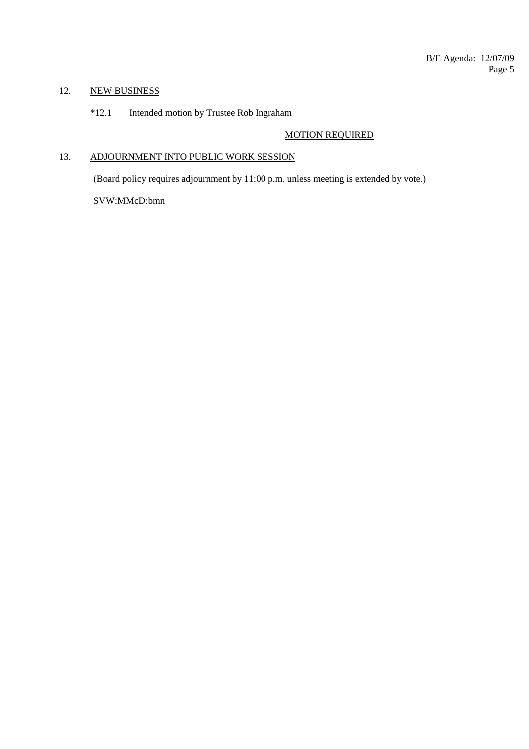12. <u>NEW BUSINESS</u>

*12.1 Intended motion by Trustee Rob Ingraham

<u>MOTION REQUIRED</u>

13. <u>ADJOURNMENT INTO PUBLIC WORK SESSION</u>

(Board policy requires adjournment by 11:00 p.m. unless meeting is extended by vote.)

SVW:MMcD:bmn